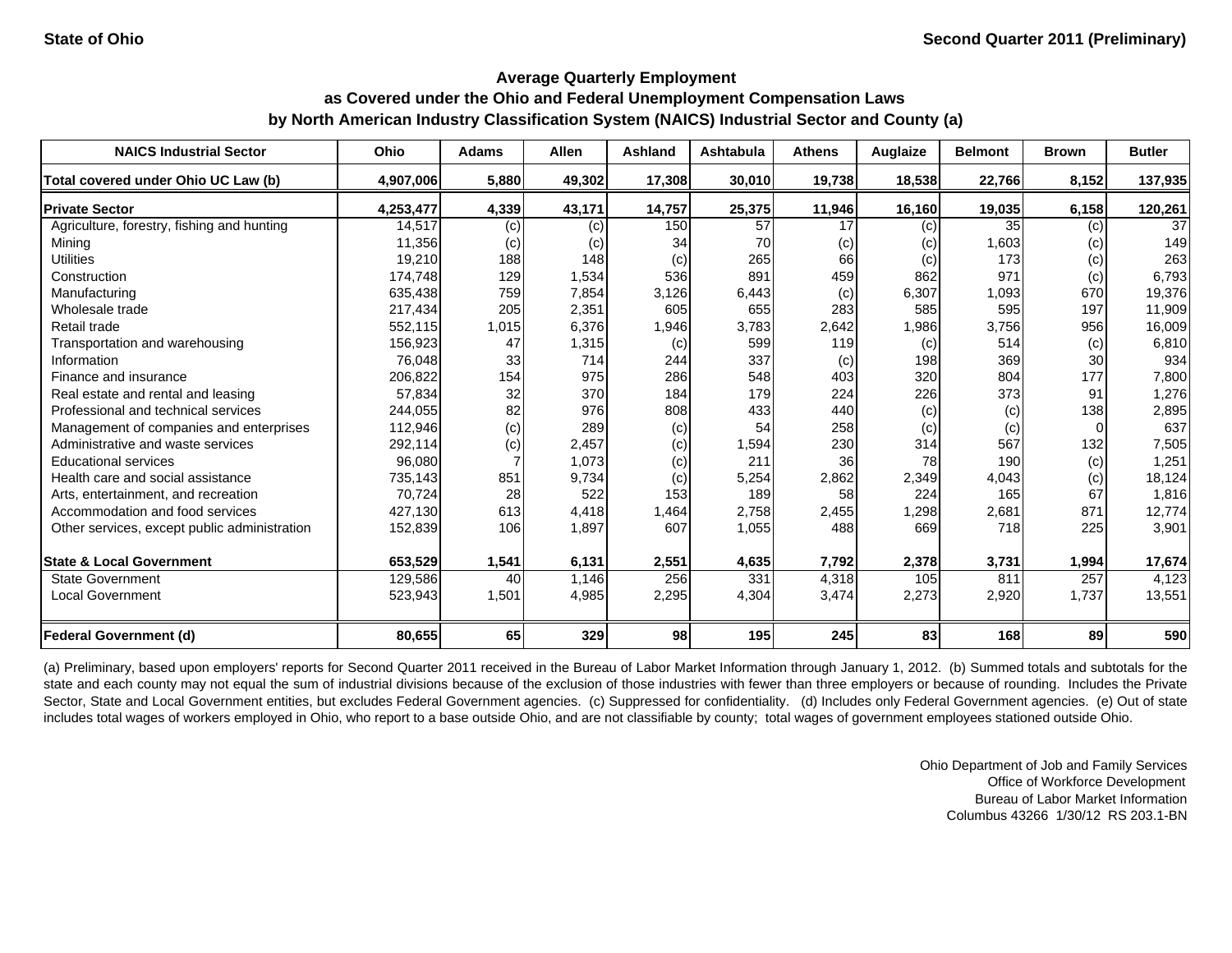State of Ohio — Second Quarter 2011 (Preliminary)

## Average Quarterly Employment as Covered under the Ohio and Federal Unemployment Compensation Laws by North American Industry Classification System (NAICS) Industrial Sector and County (a)

| NAICS Industrial Sector | Ohio | Adams | Allen | Ashland | Ashtabula | Athens | Auglaize | Belmont | Brown | Butler |
|---|---|---|---|---|---|---|---|---|---|---|
| **Total covered under Ohio UC Law (b)** | **4,907,006** | **5,880** | **49,302** | **17,308** | **30,010** | **19,738** | **18,538** | **22,766** | **8,152** | **137,935** |
| **Private Sector** | **4,253,477** | **4,339** | **43,171** | **14,757** | **25,375** | **11,946** | **16,160** | **19,035** | **6,158** | **120,261** |
| Agriculture, forestry, fishing and hunting | 14,517 | (c) | (c) | 150 | 57 | 17 | (c) | 35 | (c) | 37 |
| Mining | 11,356 | (c) | (c) | 34 | 70 | (c) | (c) | 1,603 | (c) | 149 |
| Utilities | 19,210 | 188 | 148 | (c) | 265 | 66 | (c) | 173 | (c) | 263 |
| Construction | 174,748 | 129 | 1,534 | 536 | 891 | 459 | 862 | 971 | (c) | 6,793 |
| Manufacturing | 635,438 | 759 | 7,854 | 3,126 | 6,443 | (c) | 6,307 | 1,093 | 670 | 19,376 |
| Wholesale trade | 217,434 | 205 | 2,351 | 605 | 655 | 283 | 585 | 595 | 197 | 11,909 |
| Retail trade | 552,115 | 1,015 | 6,376 | 1,946 | 3,783 | 2,642 | 1,986 | 3,756 | 956 | 16,009 |
| Transportation and warehousing | 156,923 | 47 | 1,315 | (c) | 599 | 119 | (c) | 514 | (c) | 6,810 |
| Information | 76,048 | 33 | 714 | 244 | 337 | (c) | 198 | 369 | 30 | 934 |
| Finance and insurance | 206,822 | 154 | 975 | 286 | 548 | 403 | 320 | 804 | 177 | 7,800 |
| Real estate and rental and leasing | 57,834 | 32 | 370 | 184 | 179 | 224 | 226 | 373 | 91 | 1,276 |
| Professional and technical services | 244,055 | 82 | 976 | 808 | 433 | 440 | (c) | (c) | 138 | 2,895 |
| Management of companies and enterprises | 112,946 | (c) | 289 | (c) | 54 | 258 | (c) | (c) | 0 | 637 |
| Administrative and waste services | 292,114 | (c) | 2,457 | (c) | 1,594 | 230 | 314 | 567 | 132 | 7,505 |
| Educational services | 96,080 | 7 | 1,073 | (c) | 211 | 36 | 78 | 190 | (c) | 1,251 |
| Health care and social assistance | 735,143 | 851 | 9,734 | (c) | 5,254 | 2,862 | 2,349 | 4,043 | (c) | 18,124 |
| Arts, entertainment, and recreation | 70,724 | 28 | 522 | 153 | 189 | 58 | 224 | 165 | 67 | 1,816 |
| Accommodation and food services | 427,130 | 613 | 4,418 | 1,464 | 2,758 | 2,455 | 1,298 | 2,681 | 871 | 12,774 |
| Other services, except public administration | 152,839 | 106 | 1,897 | 607 | 1,055 | 488 | 669 | 718 | 225 | 3,901 |
| **State & Local Government** | **653,529** | **1,541** | **6,131** | **2,551** | **4,635** | **7,792** | **2,378** | **3,731** | **1,994** | **17,674** |
| State Government | 129,586 | 40 | 1,146 | 256 | 331 | 4,318 | 105 | 811 | 257 | 4,123 |
| Local Government | 523,943 | 1,501 | 4,985 | 2,295 | 4,304 | 3,474 | 2,273 | 2,920 | 1,737 | 13,551 |
| **Federal Government (d)** | **80,655** | **65** | **329** | **98** | **195** | **245** | **83** | **168** | **89** | **590** |

(a) Preliminary, based upon employers' reports for Second Quarter 2011 received in the Bureau of Labor Market Information through January 1, 2012. (b) Summed totals and subtotals for the state and each county may not equal the sum of industrial divisions because of the exclusion of those industries with fewer than three employers or because of rounding. Includes the Private Sector, State and Local Government entities, but excludes Federal Government agencies. (c) Suppressed for confidentiality. (d) Includes only Federal Government agencies. (e) Out of state includes total wages of workers employed in Ohio, who report to a base outside Ohio, and are not classifiable by county; total wages of government employees stationed outside Ohio.

Ohio Department of Job and Family Services
Office of Workforce Development
Bureau of Labor Market Information
Columbus 43266 1/30/12 RS 203.1-BN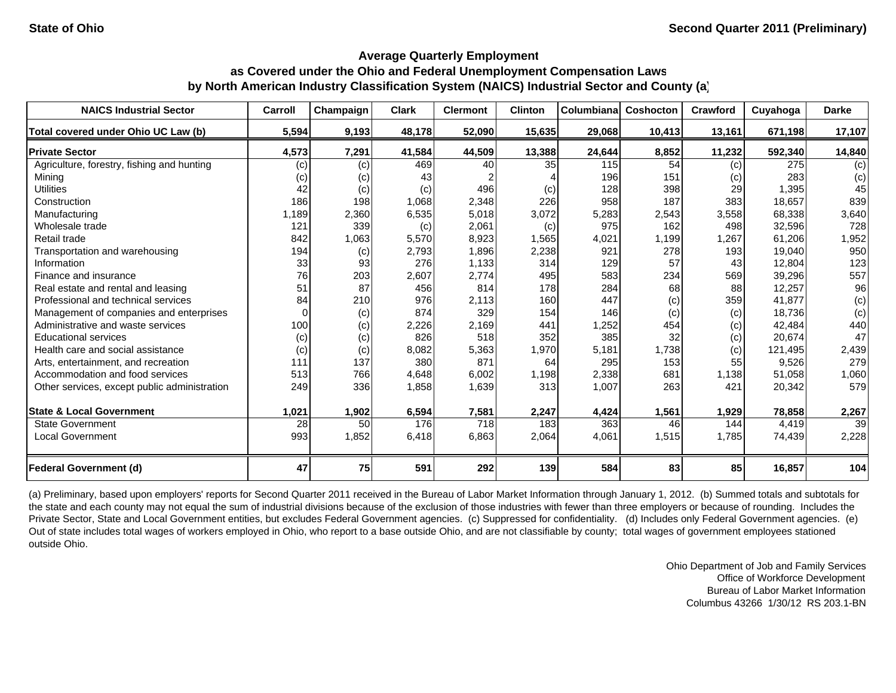State of Ohio

Second Quarter 2011 (Preliminary)

## Average Quarterly Employment as Covered under the Ohio and Federal Unemployment Compensation Laws by North American Industry Classification System (NAICS) Industrial Sector and County (a)

| NAICS Industrial Sector | Carroll | Champaign | Clark | Clermont | Clinton | Columbiana | Coshocton | Crawford | Cuyahoga | Darke |
|---|---|---|---|---|---|---|---|---|---|---|
| **Total covered under Ohio UC Law (b)** | **5,594** | **9,193** | **48,178** | **52,090** | **15,635** | **29,068** | **10,413** | **13,161** | **671,198** | **17,107** |
| **Private Sector** | **4,573** | **7,291** | **41,584** | **44,509** | **13,388** | **24,644** | **8,852** | **11,232** | **592,340** | **14,840** |
| Agriculture, forestry, fishing and hunting | (c) | (c) | 469 | 40 | 35 | 115 | 54 | (c) | 275 | (c) |
| Mining | (c) | (c) | 43 | 2 | 4 | 196 | 151 | (c) | 283 | (c) |
| Utilities | 42 | (c) | (c) | 496 | (c) | 128 | 398 | 29 | 1,395 | 45 |
| Construction | 186 | 198 | 1,068 | 2,348 | 226 | 958 | 187 | 383 | 18,657 | 839 |
| Manufacturing | 1,189 | 2,360 | 6,535 | 5,018 | 3,072 | 5,283 | 2,543 | 3,558 | 68,338 | 3,640 |
| Wholesale trade | 121 | 339 | (c) | 2,061 | (c) | 975 | 162 | 498 | 32,596 | 728 |
| Retail trade | 842 | 1,063 | 5,570 | 8,923 | 1,565 | 4,021 | 1,199 | 1,267 | 61,206 | 1,952 |
| Transportation and warehousing | 194 | (c) | 2,793 | 1,896 | 2,238 | 921 | 278 | 193 | 19,040 | 950 |
| Information | 33 | 93 | 276 | 1,133 | 314 | 129 | 57 | 43 | 12,804 | 123 |
| Finance and insurance | 76 | 203 | 2,607 | 2,774 | 495 | 583 | 234 | 569 | 39,296 | 557 |
| Real estate and rental and leasing | 51 | 87 | 456 | 814 | 178 | 284 | 68 | 88 | 12,257 | 96 |
| Professional and technical services | 84 | 210 | 976 | 2,113 | 160 | 447 | (c) | 359 | 41,877 | (c) |
| Management of companies and enterprises | 0 | (c) | 874 | 329 | 154 | 146 | (c) | (c) | 18,736 | (c) |
| Administrative and waste services | 100 | (c) | 2,226 | 2,169 | 441 | 1,252 | 454 | (c) | 42,484 | 440 |
| Educational services | (c) | (c) | 826 | 518 | 352 | 385 | 32 | (c) | 20,674 | 47 |
| Health care and social assistance | (c) | (c) | 8,082 | 5,363 | 1,970 | 5,181 | 1,738 | (c) | 121,495 | 2,439 |
| Arts, entertainment, and recreation | 111 | 137 | 380 | 871 | 64 | 295 | 153 | 55 | 9,526 | 279 |
| Accommodation and food services | 513 | 766 | 4,648 | 6,002 | 1,198 | 2,338 | 681 | 1,138 | 51,058 | 1,060 |
| Other services, except public administration | 249 | 336 | 1,858 | 1,639 | 313 | 1,007 | 263 | 421 | 20,342 | 579 |
| **State & Local Government** | **1,021** | **1,902** | **6,594** | **7,581** | **2,247** | **4,424** | **1,561** | **1,929** | **78,858** | **2,267** |
| State Government | 28 | 50 | 176 | 718 | 183 | 363 | 46 | 144 | 4,419 | 39 |
| Local Government | 993 | 1,852 | 6,418 | 6,863 | 2,064 | 4,061 | 1,515 | 1,785 | 74,439 | 2,228 |
| **Federal Government (d)** | **47** | **75** | **591** | **292** | **139** | **584** | **83** | **85** | **16,857** | **104** |

(a) Preliminary, based upon employers' reports for Second Quarter 2011 received in the Bureau of Labor Market Information through January 1, 2012. (b) Summed totals and subtotals for the state and each county may not equal the sum of industrial divisions because of the exclusion of those industries with fewer than three employers or because of rounding. Includes the Private Sector, State and Local Government entities, but excludes Federal Government agencies. (c) Suppressed for confidentiality. (d) Includes only Federal Government agencies. (e) Out of state includes total wages of workers employed in Ohio, who report to a base outside Ohio, and are not classifiable by county; total wages of government employees stationed outside Ohio.

Ohio Department of Job and Family Services
Office of Workforce Development
Bureau of Labor Market Information
Columbus 43266 1/30/12 RS 203.1-BN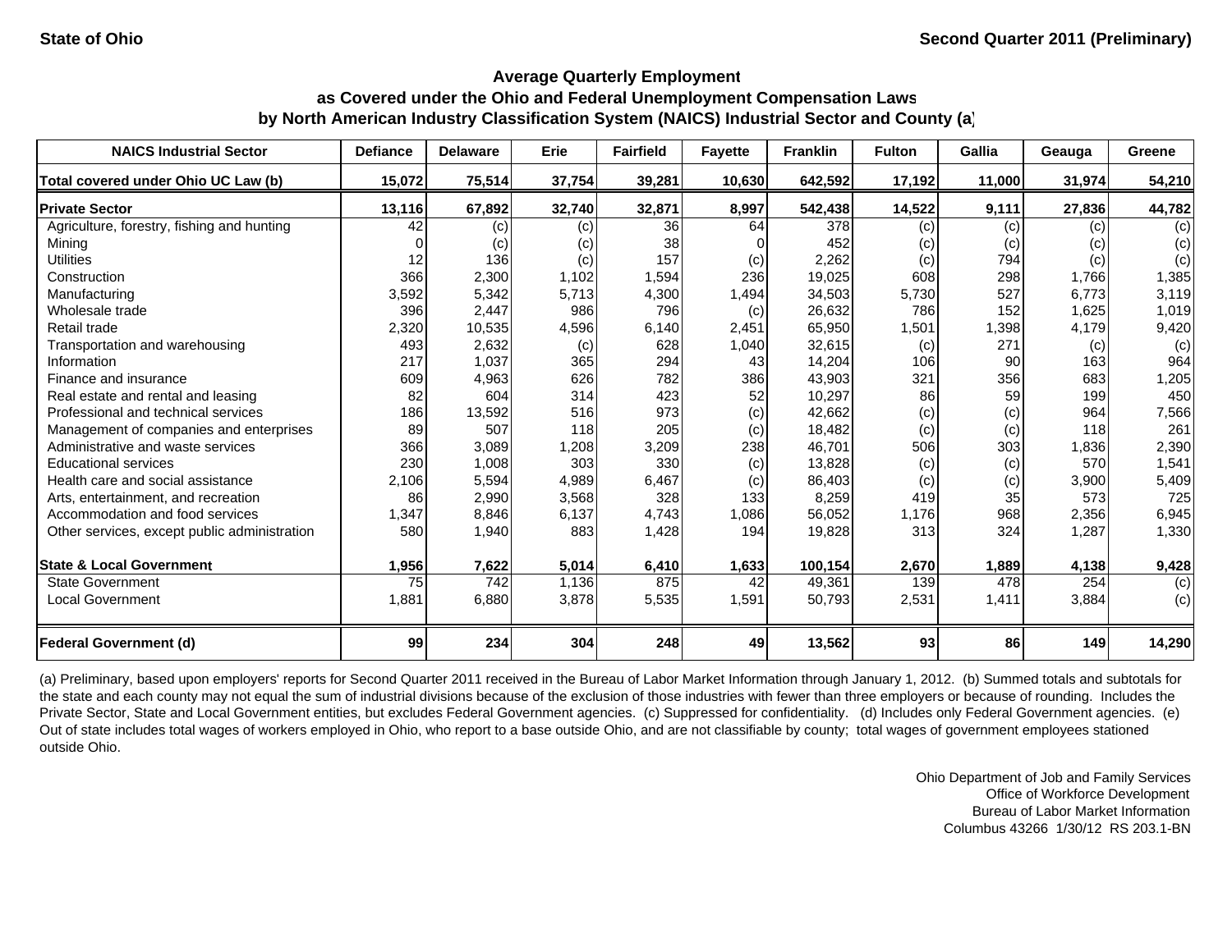State of Ohio

Second Quarter 2011 (Preliminary)

## Average Quarterly Employment
## as Covered under the Ohio and Federal Unemployment Compensation Laws
## by North American Industry Classification System (NAICS) Industrial Sector and County (a)

| NAICS Industrial Sector | Defiance | Delaware | Erie | Fairfield | Fayette | Franklin | Fulton | Gallia | Geauga | Greene |
|---|---|---|---|---|---|---|---|---|---|---|
| **Total covered under Ohio UC Law (b)** | **15,072** | **75,514** | **37,754** | **39,281** | **10,630** | **642,592** | **17,192** | **11,000** | **31,974** | **54,210** |
| **Private Sector** | **13,116** | **67,892** | **32,740** | **32,871** | **8,997** | **542,438** | **14,522** | **9,111** | **27,836** | **44,782** |
| Agriculture, forestry, fishing and hunting | 42 | (c) | (c) | 36 | 64 | 378 | (c) | (c) | (c) | (c) |
| Mining | 0 | (c) | (c) | 38 | 0 | 452 | (c) | (c) | (c) | (c) |
| Utilities | 12 | 136 | (c) | 157 | (c) | 2,262 | (c) | 794 | (c) | (c) |
| Construction | 366 | 2,300 | 1,102 | 1,594 | 236 | 19,025 | 608 | 298 | 1,766 | 1,385 |
| Manufacturing | 3,592 | 5,342 | 5,713 | 4,300 | 1,494 | 34,503 | 5,730 | 527 | 6,773 | 3,119 |
| Wholesale trade | 396 | 2,447 | 986 | 796 | (c) | 26,632 | 786 | 152 | 1,625 | 1,019 |
| Retail trade | 2,320 | 10,535 | 4,596 | 6,140 | 2,451 | 65,950 | 1,501 | 1,398 | 4,179 | 9,420 |
| Transportation and warehousing | 493 | 2,632 | (c) | 628 | 1,040 | 32,615 | (c) | 271 | (c) | (c) |
| Information | 217 | 1,037 | 365 | 294 | 43 | 14,204 | 106 | 90 | 163 | 964 |
| Finance and insurance | 609 | 4,963 | 626 | 782 | 386 | 43,903 | 321 | 356 | 683 | 1,205 |
| Real estate and rental and leasing | 82 | 604 | 314 | 423 | 52 | 10,297 | 86 | 59 | 199 | 450 |
| Professional and technical services | 186 | 13,592 | 516 | 973 | (c) | 42,662 | (c) | (c) | 964 | 7,566 |
| Management of companies and enterprises | 89 | 507 | 118 | 205 | (c) | 18,482 | (c) | (c) | 118 | 261 |
| Administrative and waste services | 366 | 3,089 | 1,208 | 3,209 | 238 | 46,701 | 506 | 303 | 1,836 | 2,390 |
| Educational services | 230 | 1,008 | 303 | 330 | (c) | 13,828 | (c) | (c) | 570 | 1,541 |
| Health care and social assistance | 2,106 | 5,594 | 4,989 | 6,467 | (c) | 86,403 | (c) | (c) | 3,900 | 5,409 |
| Arts, entertainment, and recreation | 86 | 2,990 | 3,568 | 328 | 133 | 8,259 | 419 | 35 | 573 | 725 |
| Accommodation and food services | 1,347 | 8,846 | 6,137 | 4,743 | 1,086 | 56,052 | 1,176 | 968 | 2,356 | 6,945 |
| Other services, except public administration | 580 | 1,940 | 883 | 1,428 | 194 | 19,828 | 313 | 324 | 1,287 | 1,330 |
| **State & Local Government** | **1,956** | **7,622** | **5,014** | **6,410** | **1,633** | **100,154** | **2,670** | **1,889** | **4,138** | **9,428** |
| State Government | 75 | 742 | 1,136 | 875 | 42 | 49,361 | 139 | 478 | 254 | (c) |
| Local Government | 1,881 | 6,880 | 3,878 | 5,535 | 1,591 | 50,793 | 2,531 | 1,411 | 3,884 | (c) |
| **Federal Government (d)** | **99** | **234** | **304** | **248** | **49** | **13,562** | **93** | **86** | **149** | **14,290** |

(a) Preliminary, based upon employers' reports for Second Quarter 2011 received in the Bureau of Labor Market Information through January 1, 2012. (b) Summed totals and subtotals for the state and each county may not equal the sum of industrial divisions because of the exclusion of those industries with fewer than three employers or because of rounding. Includes the Private Sector, State and Local Government entities, but excludes Federal Government agencies. (c) Suppressed for confidentiality. (d) Includes only Federal Government agencies. (e) Out of state includes total wages of workers employed in Ohio, who report to a base outside Ohio, and are not classifiable by county; total wages of government employees stationed outside Ohio.

Ohio Department of Job and Family Services
Office of Workforce Development
Bureau of Labor Market Information
Columbus 43266 1/30/12 RS 203.1-BN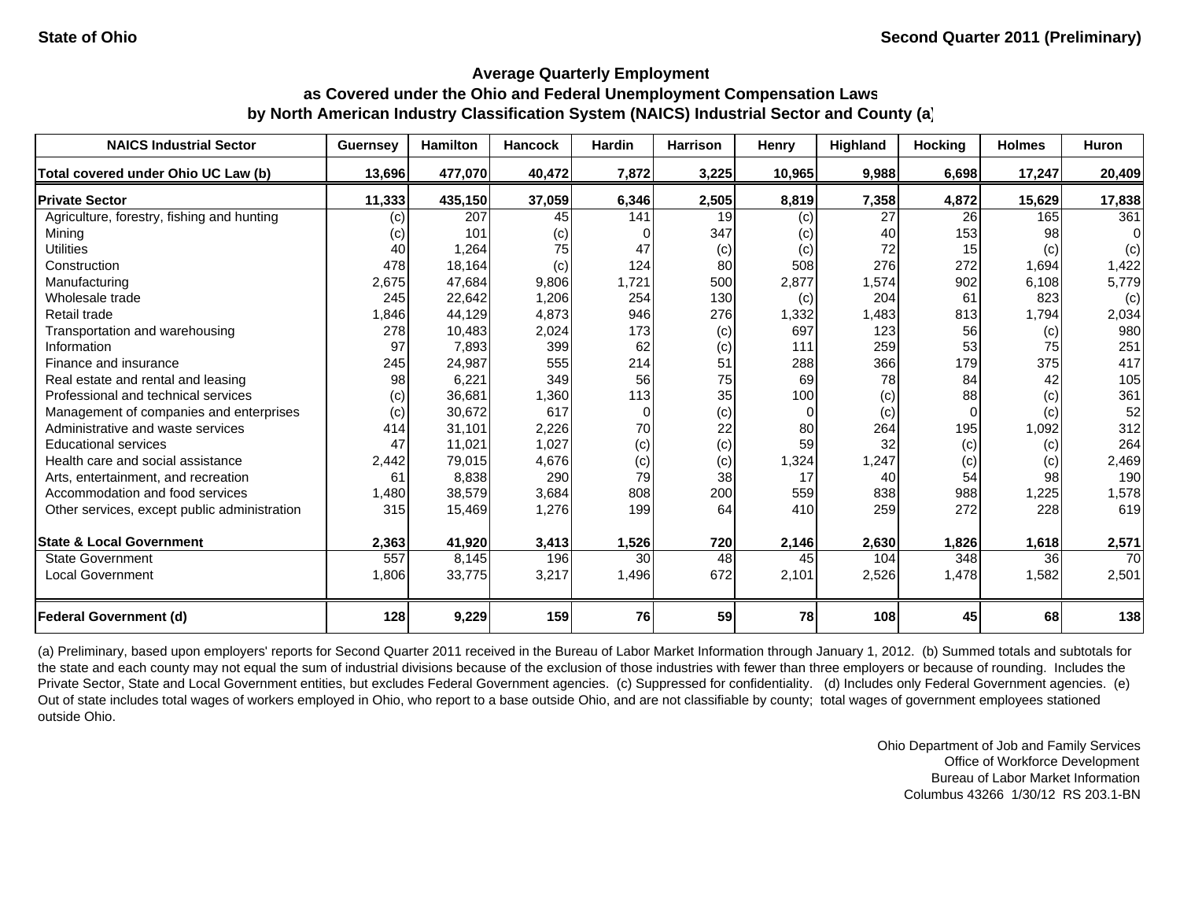State of Ohio

Second Quarter 2011 (Preliminary)

### Average Quarterly Employment as Covered under the Ohio and Federal Unemployment Compensation Laws by North American Industry Classification System (NAICS) Industrial Sector and County (a)

| NAICS Industrial Sector | Guernsey | Hamilton | Hancock | Hardin | Harrison | Henry | Highland | Hocking | Holmes | Huron |
|---|---|---|---|---|---|---|---|---|---|---|
| **Total covered under Ohio UC Law (b)** | **13,696** | **477,070** | **40,472** | **7,872** | **3,225** | **10,965** | **9,988** | **6,698** | **17,247** | **20,409** |
| **Private Sector** | **11,333** | **435,150** | **37,059** | **6,346** | **2,505** | **8,819** | **7,358** | **4,872** | **15,629** | **17,838** |
| Agriculture, forestry, fishing and hunting | (c) | 207 | 45 | 141 | 19 | (c) | 27 | 26 | 165 | 361 |
| Mining | (c) | 101 | (c) | 0 | 347 | (c) | 40 | 153 | 98 | 0 |
| Utilities | 40 | 1,264 | 75 | 47 | (c) | (c) | 72 | 15 | (c) | (c) |
| Construction | 478 | 18,164 | (c) | 124 | 80 | 508 | 276 | 272 | 1,694 | 1,422 |
| Manufacturing | 2,675 | 47,684 | 9,806 | 1,721 | 500 | 2,877 | 1,574 | 902 | 6,108 | 5,779 |
| Wholesale trade | 245 | 22,642 | 1,206 | 254 | 130 | (c) | 204 | 61 | 823 | (c) |
| Retail trade | 1,846 | 44,129 | 4,873 | 946 | 276 | 1,332 | 1,483 | 813 | 1,794 | 2,034 |
| Transportation and warehousing | 278 | 10,483 | 2,024 | 173 | (c) | 697 | 123 | 56 | (c) | 980 |
| Information | 97 | 7,893 | 399 | 62 | (c) | 111 | 259 | 53 | 75 | 251 |
| Finance and insurance | 245 | 24,987 | 555 | 214 | 51 | 288 | 366 | 179 | 375 | 417 |
| Real estate and rental and leasing | 98 | 6,221 | 349 | 56 | 75 | 69 | 78 | 84 | 42 | 105 |
| Professional and technical services | (c) | 36,681 | 1,360 | 113 | 35 | 100 | (c) | 88 | (c) | 361 |
| Management of companies and enterprises | (c) | 30,672 | 617 | 0 | (c) | 0 | (c) | 0 | (c) | 52 |
| Administrative and waste services | 414 | 31,101 | 2,226 | 70 | 22 | 80 | 264 | 195 | 1,092 | 312 |
| Educational services | 47 | 11,021 | 1,027 | (c) | (c) | 59 | 32 | (c) | (c) | 264 |
| Health care and social assistance | 2,442 | 79,015 | 4,676 | (c) | (c) | 1,324 | 1,247 | (c) | (c) | 2,469 |
| Arts, entertainment, and recreation | 61 | 8,838 | 290 | 79 | 38 | 17 | 40 | 54 | 98 | 190 |
| Accommodation and food services | 1,480 | 38,579 | 3,684 | 808 | 200 | 559 | 838 | 988 | 1,225 | 1,578 |
| Other services, except public administration | 315 | 15,469 | 1,276 | 199 | 64 | 410 | 259 | 272 | 228 | 619 |
| **State & Local Government** | **2,363** | **41,920** | **3,413** | **1,526** | **720** | **2,146** | **2,630** | **1,826** | **1,618** | **2,571** |
| State Government | 557 | 8,145 | 196 | 30 | 48 | 45 | 104 | 348 | 36 | 70 |
| Local Government | 1,806 | 33,775 | 3,217 | 1,496 | 672 | 2,101 | 2,526 | 1,478 | 1,582 | 2,501 |
| **Federal Government (d)** | **128** | **9,229** | **159** | **76** | **59** | **78** | **108** | **45** | **68** | **138** |

(a) Preliminary, based upon employers' reports for Second Quarter 2011 received in the Bureau of Labor Market Information through January 1, 2012. (b) Summed totals and subtotals for the state and each county may not equal the sum of industrial divisions because of the exclusion of those industries with fewer than three employers or because of rounding. Includes the Private Sector, State and Local Government entities, but excludes Federal Government agencies. (c) Suppressed for confidentiality. (d) Includes only Federal Government agencies. (e) Out of state includes total wages of workers employed in Ohio, who report to a base outside Ohio, and are not classifiable by county; total wages of government employees stationed outside Ohio.

Ohio Department of Job and Family Services
Office of Workforce Development
Bureau of Labor Market Information
Columbus 43266 1/30/12 RS 203.1-BN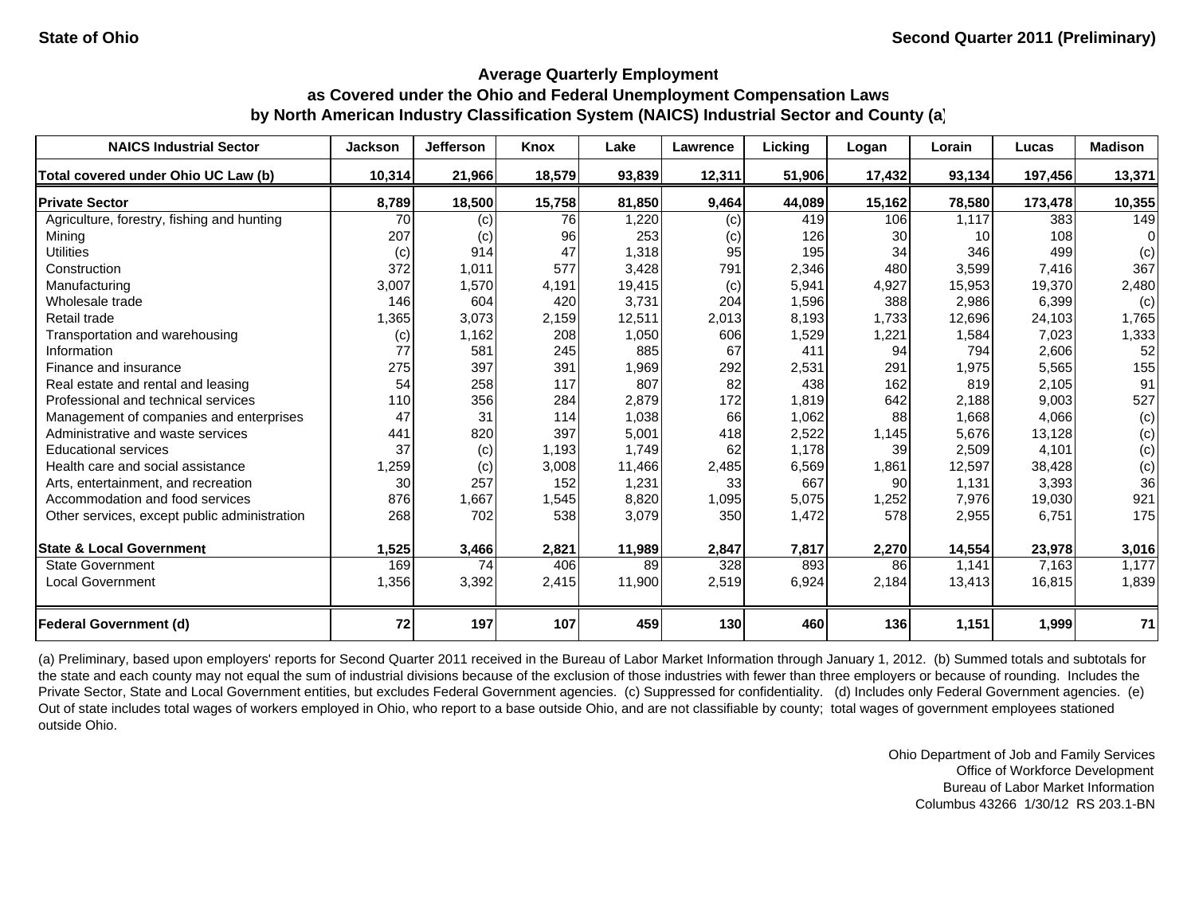State of Ohio

Second Quarter 2011 (Preliminary)

## Average Quarterly Employment as Covered under the Ohio and Federal Unemployment Compensation Laws by North American Industry Classification System (NAICS) Industrial Sector and County (a)

| NAICS Industrial Sector | Jackson | Jefferson | Knox | Lake | Lawrence | Licking | Logan | Lorain | Lucas | Madison |
|---|---|---|---|---|---|---|---|---|---|---|
| **Total covered under Ohio UC Law (b)** | **10,314** | **21,966** | **18,579** | **93,839** | **12,311** | **51,906** | **17,432** | **93,134** | **197,456** | **13,371** |
| **Private Sector** | **8,789** | **18,500** | **15,758** | **81,850** | **9,464** | **44,089** | **15,162** | **78,580** | **173,478** | **10,355** |
| Agriculture, forestry, fishing and hunting | 70 | (c) | 76 | 1,220 | (c) | 419 | 106 | 1,117 | 383 | 149 |
| Mining | 207 | (c) | 96 | 253 | (c) | 126 | 30 | 10 | 108 | 0 |
| Utilities | (c) | 914 | 47 | 1,318 | 95 | 195 | 34 | 346 | 499 | (c) |
| Construction | 372 | 1,011 | 577 | 3,428 | 791 | 2,346 | 480 | 3,599 | 7,416 | 367 |
| Manufacturing | 3,007 | 1,570 | 4,191 | 19,415 | (c) | 5,941 | 4,927 | 15,953 | 19,370 | 2,480 |
| Wholesale trade | 146 | 604 | 420 | 3,731 | 204 | 1,596 | 388 | 2,986 | 6,399 | (c) |
| Retail trade | 1,365 | 3,073 | 2,159 | 12,511 | 2,013 | 8,193 | 1,733 | 12,696 | 24,103 | 1,765 |
| Transportation and warehousing | (c) | 1,162 | 208 | 1,050 | 606 | 1,529 | 1,221 | 1,584 | 7,023 | 1,333 |
| Information | 77 | 581 | 245 | 885 | 67 | 411 | 94 | 794 | 2,606 | 52 |
| Finance and insurance | 275 | 397 | 391 | 1,969 | 292 | 2,531 | 291 | 1,975 | 5,565 | 155 |
| Real estate and rental and leasing | 54 | 258 | 117 | 807 | 82 | 438 | 162 | 819 | 2,105 | 91 |
| Professional and technical services | 110 | 356 | 284 | 2,879 | 172 | 1,819 | 642 | 2,188 | 9,003 | 527 |
| Management of companies and enterprises | 47 | 31 | 114 | 1,038 | 66 | 1,062 | 88 | 1,668 | 4,066 | (c) |
| Administrative and waste services | 441 | 820 | 397 | 5,001 | 418 | 2,522 | 1,145 | 5,676 | 13,128 | (c) |
| Educational services | 37 | (c) | 1,193 | 1,749 | 62 | 1,178 | 39 | 2,509 | 4,101 | (c) |
| Health care and social assistance | 1,259 | (c) | 3,008 | 11,466 | 2,485 | 6,569 | 1,861 | 12,597 | 38,428 | (c) |
| Arts, entertainment, and recreation | 30 | 257 | 152 | 1,231 | 33 | 667 | 90 | 1,131 | 3,393 | 36 |
| Accommodation and food services | 876 | 1,667 | 1,545 | 8,820 | 1,095 | 5,075 | 1,252 | 7,976 | 19,030 | 921 |
| Other services, except public administration | 268 | 702 | 538 | 3,079 | 350 | 1,472 | 578 | 2,955 | 6,751 | 175 |
| **State & Local Government** | **1,525** | **3,466** | **2,821** | **11,989** | **2,847** | **7,817** | **2,270** | **14,554** | **23,978** | **3,016** |
| State Government | 169 | 74 | 406 | 89 | 328 | 893 | 86 | 1,141 | 7,163 | 1,177 |
| Local Government | 1,356 | 3,392 | 2,415 | 11,900 | 2,519 | 6,924 | 2,184 | 13,413 | 16,815 | 1,839 |
| **Federal Government (d)** | **72** | **197** | **107** | **459** | **130** | **460** | **136** | **1,151** | **1,999** | **71** |

(a) Preliminary, based upon employers' reports for Second Quarter 2011 received in the Bureau of Labor Market Information through January 1, 2012. (b) Summed totals and subtotals for the state and each county may not equal the sum of industrial divisions because of the exclusion of those industries with fewer than three employers or because of rounding. Includes the Private Sector, State and Local Government entities, but excludes Federal Government agencies. (c) Suppressed for confidentiality. (d) Includes only Federal Government agencies. (e) Out of state includes total wages of workers employed in Ohio, who report to a base outside Ohio, and are not classifiable by county; total wages of government employees stationed outside Ohio.

Ohio Department of Job and Family Services
Office of Workforce Development
Bureau of Labor Market Information
Columbus 43266 1/30/12 RS 203.1-BN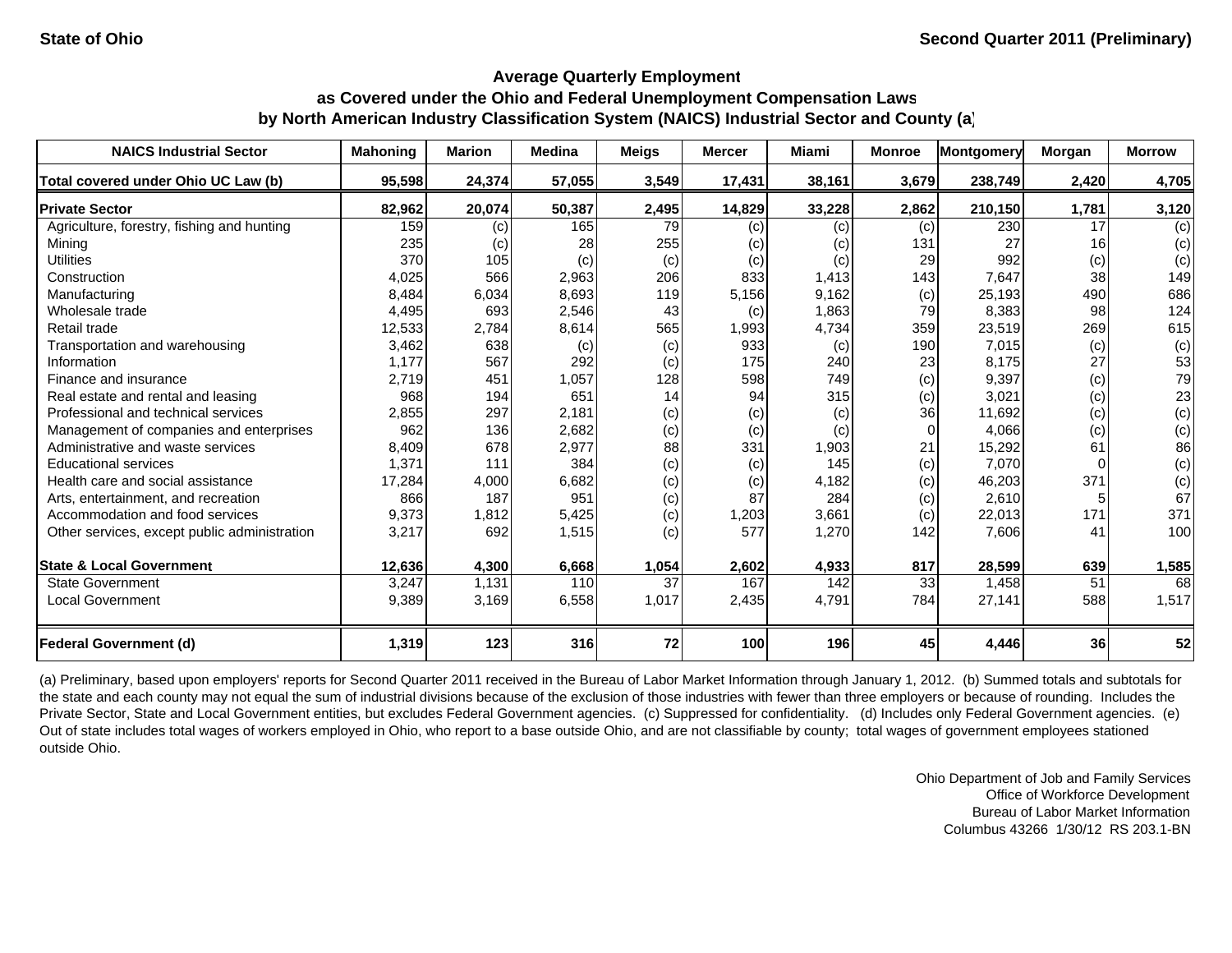State of Ohio

Second Quarter 2011 (Preliminary)

## Average Quarterly Employment as Covered under the Ohio and Federal Unemployment Compensation Laws by North American Industry Classification System (NAICS) Industrial Sector and County (a)

| NAICS Industrial Sector | Mahoning | Marion | Medina | Meigs | Mercer | Miami | Monroe | Montgomery | Morgan | Morrow |
|---|---|---|---|---|---|---|---|---|---|---|
| **Total covered under Ohio UC Law (b)** | **95,598** | **24,374** | **57,055** | **3,549** | **17,431** | **38,161** | **3,679** | **238,749** | **2,420** | **4,705** |
| **Private Sector** | **82,962** | **20,074** | **50,387** | **2,495** | **14,829** | **33,228** | **2,862** | **210,150** | **1,781** | **3,120** |
| Agriculture, forestry, fishing and hunting | 159 | (c) | 165 | 79 | (c) | (c) | (c) | 230 | 17 | (c) |
| Mining | 235 | (c) | 28 | 255 | (c) | (c) | 131 | 27 | 16 | (c) |
| Utilities | 370 | 105 | (c) | (c) | (c) | (c) | 29 | 992 | (c) | (c) |
| Construction | 4,025 | 566 | 2,963 | 206 | 833 | 1,413 | 143 | 7,647 | 38 | 149 |
| Manufacturing | 8,484 | 6,034 | 8,693 | 119 | 5,156 | 9,162 | (c) | 25,193 | 490 | 686 |
| Wholesale trade | 4,495 | 693 | 2,546 | 43 | (c) | 1,863 | 79 | 8,383 | 98 | 124 |
| Retail trade | 12,533 | 2,784 | 8,614 | 565 | 1,993 | 4,734 | 359 | 23,519 | 269 | 615 |
| Transportation and warehousing | 3,462 | 638 | (c) | (c) | 933 | (c) | 190 | 7,015 | (c) | (c) |
| Information | 1,177 | 567 | 292 | (c) | 175 | 240 | 23 | 8,175 | 27 | 53 |
| Finance and insurance | 2,719 | 451 | 1,057 | 128 | 598 | 749 | (c) | 9,397 | (c) | 79 |
| Real estate and rental and leasing | 968 | 194 | 651 | 14 | 94 | 315 | (c) | 3,021 | (c) | 23 |
| Professional and technical services | 2,855 | 297 | 2,181 | (c) | (c) | (c) | 36 | 11,692 | (c) | (c) |
| Management of companies and enterprises | 962 | 136 | 2,682 | (c) | (c) | (c) | 0 | 4,066 | (c) | (c) |
| Administrative and waste services | 8,409 | 678 | 2,977 | 88 | 331 | 1,903 | 21 | 15,292 | 61 | 86 |
| Educational services | 1,371 | 111 | 384 | (c) | (c) | 145 | (c) | 7,070 | 0 | (c) |
| Health care and social assistance | 17,284 | 4,000 | 6,682 | (c) | (c) | 4,182 | (c) | 46,203 | 371 | (c) |
| Arts, entertainment, and recreation | 866 | 187 | 951 | (c) | 87 | 284 | (c) | 2,610 | 5 | 67 |
| Accommodation and food services | 9,373 | 1,812 | 5,425 | (c) | 1,203 | 3,661 | (c) | 22,013 | 171 | 371 |
| Other services, except public administration | 3,217 | 692 | 1,515 | (c) | 577 | 1,270 | 142 | 7,606 | 41 | 100 |
| **State & Local Government** | **12,636** | **4,300** | **6,668** | **1,054** | **2,602** | **4,933** | **817** | **28,599** | **639** | **1,585** |
| State Government | 3,247 | 1,131 | 110 | 37 | 167 | 142 | 33 | 1,458 | 51 | 68 |
| Local Government | 9,389 | 3,169 | 6,558 | 1,017 | 2,435 | 4,791 | 784 | 27,141 | 588 | 1,517 |
| **Federal Government (d)** | **1,319** | **123** | **316** | **72** | **100** | **196** | **45** | **4,446** | **36** | **52** |

(a) Preliminary, based upon employers' reports for Second Quarter 2011 received in the Bureau of Labor Market Information through January 1, 2012. (b) Summed totals and subtotals for the state and each county may not equal the sum of industrial divisions because of the exclusion of those industries with fewer than three employers or because of rounding. Includes the Private Sector, State and Local Government entities, but excludes Federal Government agencies. (c) Suppressed for confidentiality. (d) Includes only Federal Government agencies. (e) Out of state includes total wages of workers employed in Ohio, who report to a base outside Ohio, and are not classifiable by county; total wages of government employees stationed outside Ohio.

Ohio Department of Job and Family Services
Office of Workforce Development
Bureau of Labor Market Information
Columbus 43266 1/30/12 RS 203.1-BN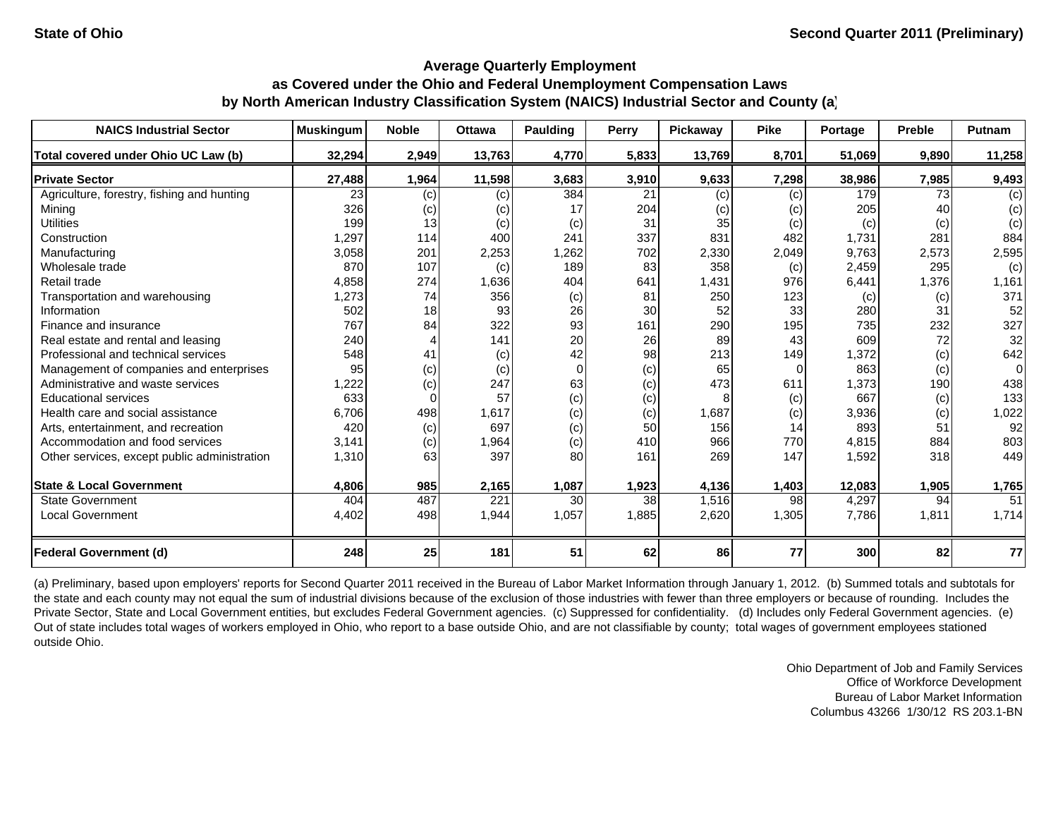State of Ohio

Second Quarter 2011 (Preliminary)

## Average Quarterly Employment as Covered under the Ohio and Federal Unemployment Compensation Laws by North American Industry Classification System (NAICS) Industrial Sector and County (a)

| NAICS Industrial Sector | Muskingum | Noble | Ottawa | Paulding | Perry | Pickaway | Pike | Portage | Preble | Putnam |
|---|---|---|---|---|---|---|---|---|---|---|
| Total covered under Ohio UC Law (b) | 32,294 | 2,949 | 13,763 | 4,770 | 5,833 | 13,769 | 8,701 | 51,069 | 9,890 | 11,258 |
| **Private Sector** | 27,488 | 1,964 | 11,598 | 3,683 | 3,910 | 9,633 | 7,298 | 38,986 | 7,985 | 9,493 |
| Agriculture, forestry, fishing and hunting | 23 | (c) | (c) | 384 | 21 | (c) | (c) | 179 | 73 | (c) |
| Mining | 326 | (c) | (c) | 17 | 204 | (c) | (c) | 205 | 40 | (c) |
| Utilities | 199 | 13 | (c) | (c) | 31 | 35 | (c) | (c) | (c) | (c) |
| Construction | 1,297 | 114 | 400 | 241 | 337 | 831 | 482 | 1,731 | 281 | 884 |
| Manufacturing | 3,058 | 201 | 2,253 | 1,262 | 702 | 2,330 | 2,049 | 9,763 | 2,573 | 2,595 |
| Wholesale trade | 870 | 107 | (c) | 189 | 83 | 358 | (c) | 2,459 | 295 | (c) |
| Retail trade | 4,858 | 274 | 1,636 | 404 | 641 | 1,431 | 976 | 6,441 | 1,376 | 1,161 |
| Transportation and warehousing | 1,273 | 74 | 356 | (c) | 81 | 250 | 123 | (c) | (c) | 371 |
| Information | 502 | 18 | 93 | 26 | 30 | 52 | 33 | 280 | 31 | 52 |
| Finance and insurance | 767 | 84 | 322 | 93 | 161 | 290 | 195 | 735 | 232 | 327 |
| Real estate and rental and leasing | 240 | 4 | 141 | 20 | 26 | 89 | 43 | 609 | 72 | 32 |
| Professional and technical services | 548 | 41 | (c) | 42 | 98 | 213 | 149 | 1,372 | (c) | 642 |
| Management of companies and enterprises | 95 | (c) | (c) | 0 | (c) | 65 | 0 | 863 | (c) | 0 |
| Administrative and waste services | 1,222 | (c) | 247 | 63 | (c) | 473 | 611 | 1,373 | 190 | 438 |
| Educational services | 633 | 0 | 57 | (c) | (c) | 8 | (c) | 667 | (c) | 133 |
| Health care and social assistance | 6,706 | 498 | 1,617 | (c) | (c) | 1,687 | (c) | 3,936 | (c) | 1,022 |
| Arts, entertainment, and recreation | 420 | (c) | 697 | (c) | 50 | 156 | 14 | 893 | 51 | 92 |
| Accommodation and food services | 3,141 | (c) | 1,964 | (c) | 410 | 966 | 770 | 4,815 | 884 | 803 |
| Other services, except public administration | 1,310 | 63 | 397 | 80 | 161 | 269 | 147 | 1,592 | 318 | 449 |
| **State & Local Government** | 4,806 | 985 | 2,165 | 1,087 | 1,923 | 4,136 | 1,403 | 12,083 | 1,905 | 1,765 |
| State Government | 404 | 487 | 221 | 30 | 38 | 1,516 | 98 | 4,297 | 94 | 51 |
| Local Government | 4,402 | 498 | 1,944 | 1,057 | 1,885 | 2,620 | 1,305 | 7,786 | 1,811 | 1,714 |
| **Federal Government (d)** | 248 | 25 | 181 | 51 | 62 | 86 | 77 | 300 | 82 | 77 |

(a) Preliminary, based upon employers' reports for Second Quarter 2011 received in the Bureau of Labor Market Information through January 1, 2012. (b) Summed totals and subtotals for the state and each county may not equal the sum of industrial divisions because of the exclusion of those industries with fewer than three employers or because of rounding. Includes the Private Sector, State and Local Government entities, but excludes Federal Government agencies. (c) Suppressed for confidentiality. (d) Includes only Federal Government agencies. (e) Out of state includes total wages of workers employed in Ohio, who report to a base outside Ohio, and are not classifiable by county; total wages of government employees stationed outside Ohio.

Ohio Department of Job and Family Services
Office of Workforce Development
Bureau of Labor Market Information
Columbus 43266 1/30/12 RS 203.1-BN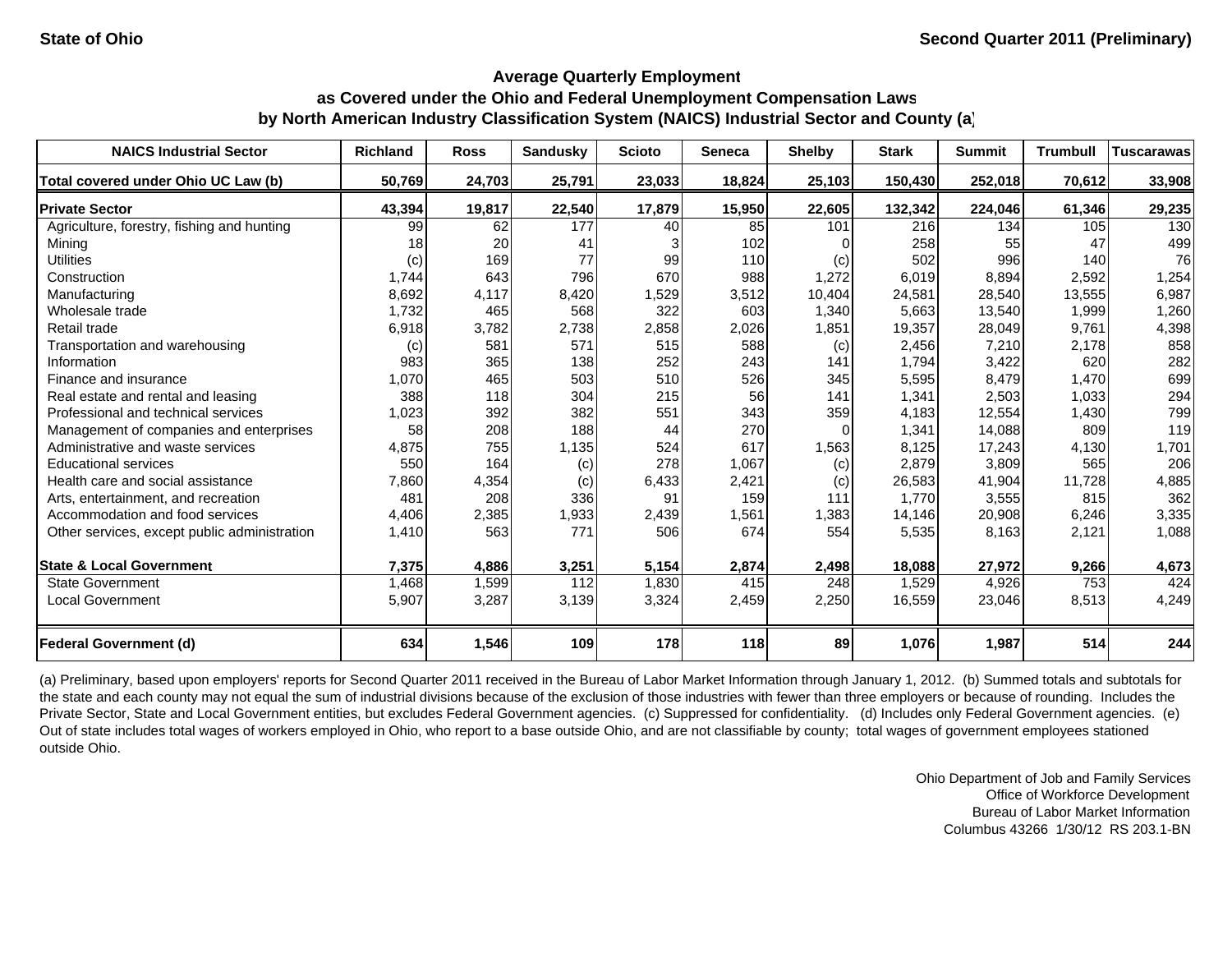**State of Ohio** | **Second Quarter 2011 (Preliminary)**

### Average Quarterly Employment
### as Covered under the Ohio and Federal Unemployment Compensation Laws
### by North American Industry Classification System (NAICS) Industrial Sector and County (a)

| NAICS Industrial Sector | Richland | Ross | Sandusky | Scioto | Seneca | Shelby | Stark | Summit | Trumbull | Tuscarawas |
|---|---|---|---|---|---|---|---|---|---|---|
| **Total covered under Ohio UC Law (b)** | **50,769** | **24,703** | **25,791** | **23,033** | **18,824** | **25,103** | **150,430** | **252,018** | **70,612** | **33,908** |
| **Private Sector** | **43,394** | **19,817** | **22,540** | **17,879** | **15,950** | **22,605** | **132,342** | **224,046** | **61,346** | **29,235** |
| Agriculture, forestry, fishing and hunting | 99 | 62 | 177 | 40 | 85 | 101 | 216 | 134 | 105 | 130 |
| Mining | 18 | 20 | 41 | 3 | 102 | 0 | 258 | 55 | 47 | 499 |
| Utilities | (c) | 169 | 77 | 99 | 110 | (c) | 502 | 996 | 140 | 76 |
| Construction | 1,744 | 643 | 796 | 670 | 988 | 1,272 | 6,019 | 8,894 | 2,592 | 1,254 |
| Manufacturing | 8,692 | 4,117 | 8,420 | 1,529 | 3,512 | 10,404 | 24,581 | 28,540 | 13,555 | 6,987 |
| Wholesale trade | 1,732 | 465 | 568 | 322 | 603 | 1,340 | 5,663 | 13,540 | 1,999 | 1,260 |
| Retail trade | 6,918 | 3,782 | 2,738 | 2,858 | 2,026 | 1,851 | 19,357 | 28,049 | 9,761 | 4,398 |
| Transportation and warehousing | (c) | 581 | 571 | 515 | 588 | (c) | 2,456 | 7,210 | 2,178 | 858 |
| Information | 983 | 365 | 138 | 252 | 243 | 141 | 1,794 | 3,422 | 620 | 282 |
| Finance and insurance | 1,070 | 465 | 503 | 510 | 526 | 345 | 5,595 | 8,479 | 1,470 | 699 |
| Real estate and rental and leasing | 388 | 118 | 304 | 215 | 56 | 141 | 1,341 | 2,503 | 1,033 | 294 |
| Professional and technical services | 1,023 | 392 | 382 | 551 | 343 | 359 | 4,183 | 12,554 | 1,430 | 799 |
| Management of companies and enterprises | 58 | 208 | 188 | 44 | 270 | 0 | 1,341 | 14,088 | 809 | 119 |
| Administrative and waste services | 4,875 | 755 | 1,135 | 524 | 617 | 1,563 | 8,125 | 17,243 | 4,130 | 1,701 |
| Educational services | 550 | 164 | (c) | 278 | 1,067 | (c) | 2,879 | 3,809 | 565 | 206 |
| Health care and social assistance | 7,860 | 4,354 | (c) | 6,433 | 2,421 | (c) | 26,583 | 41,904 | 11,728 | 4,885 |
| Arts, entertainment, and recreation | 481 | 208 | 336 | 91 | 159 | 111 | 1,770 | 3,555 | 815 | 362 |
| Accommodation and food services | 4,406 | 2,385 | 1,933 | 2,439 | 1,561 | 1,383 | 14,146 | 20,908 | 6,246 | 3,335 |
| Other services, except public administration | 1,410 | 563 | 771 | 506 | 674 | 554 | 5,535 | 8,163 | 2,121 | 1,088 |
| **State & Local Government** | **7,375** | **4,886** | **3,251** | **5,154** | **2,874** | **2,498** | **18,088** | **27,972** | **9,266** | **4,673** |
| State Government | 1,468 | 1,599 | 112 | 1,830 | 415 | 248 | 1,529 | 4,926 | 753 | 424 |
| Local Government | 5,907 | 3,287 | 3,139 | 3,324 | 2,459 | 2,250 | 16,559 | 23,046 | 8,513 | 4,249 |
| **Federal Government (d)** | **634** | **1,546** | **109** | **178** | **118** | **89** | **1,076** | **1,987** | **514** | **244** |

(a) Preliminary, based upon employers' reports for Second Quarter 2011 received in the Bureau of Labor Market Information through January 1, 2012. (b) Summed totals and subtotals for the state and each county may not equal the sum of industrial divisions because of the exclusion of those industries with fewer than three employers or because of rounding. Includes the Private Sector, State and Local Government entities, but excludes Federal Government agencies. (c) Suppressed for confidentiality. (d) Includes only Federal Government agencies. (e) Out of state includes total wages of workers employed in Ohio, who report to a base outside Ohio, and are not classifiable by county; total wages of government employees stationed outside Ohio.

Ohio Department of Job and Family Services
Office of Workforce Development
Bureau of Labor Market Information
Columbus 43266 1/30/12 RS 203.1-BN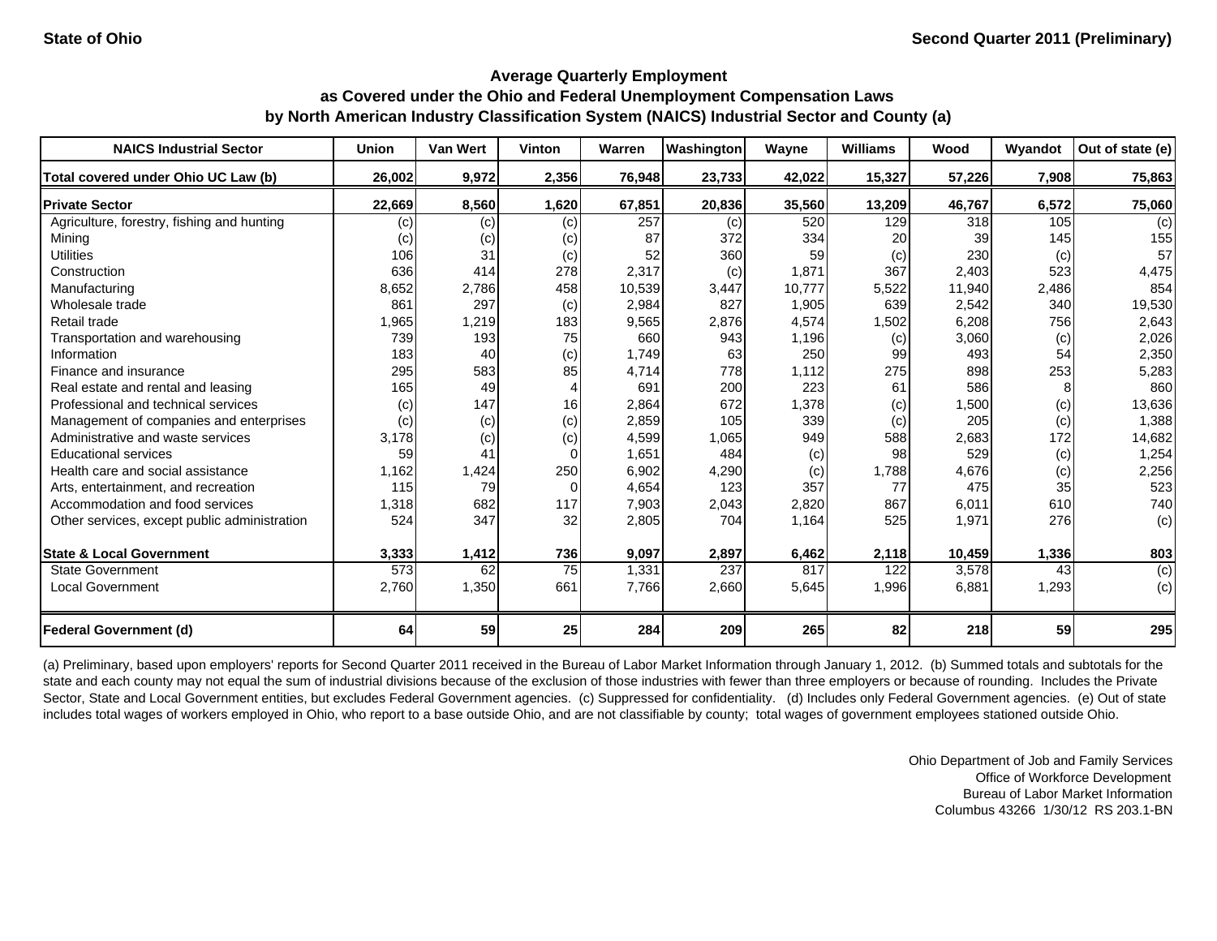State of Ohio

Second Quarter 2011 (Preliminary)

### Average Quarterly Employment
### as Covered under the Ohio and Federal Unemployment Compensation Laws
### by North American Industry Classification System (NAICS) Industrial Sector and County (a)

| NAICS Industrial Sector | Union | Van Wert | Vinton | Warren | Washington | Wayne | Williams | Wood | Wyandot | Out of state (e) |
|---|---|---|---|---|---|---|---|---|---|---|
| **Total covered under Ohio UC Law (b)** | **26,002** | **9,972** | **2,356** | **76,948** | **23,733** | **42,022** | **15,327** | **57,226** | **7,908** | **75,863** |
| **Private Sector** | **22,669** | **8,560** | **1,620** | **67,851** | **20,836** | **35,560** | **13,209** | **46,767** | **6,572** | **75,060** |
| Agriculture, forestry, fishing and hunting | (c) | (c) | (c) | 257 | (c) | 520 | 129 | 318 | 105 | (c) |
| Mining | (c) | (c) | (c) | 87 | 372 | 334 | 20 | 39 | 145 | 155 |
| Utilities | 106 | 31 | (c) | 52 | 360 | 59 | (c) | 230 | (c) | 57 |
| Construction | 636 | 414 | 278 | 2,317 | (c) | 1,871 | 367 | 2,403 | 523 | 4,475 |
| Manufacturing | 8,652 | 2,786 | 458 | 10,539 | 3,447 | 10,777 | 5,522 | 11,940 | 2,486 | 854 |
| Wholesale trade | 861 | 297 | (c) | 2,984 | 827 | 1,905 | 639 | 2,542 | 340 | 19,530 |
| Retail trade | 1,965 | 1,219 | 183 | 9,565 | 2,876 | 4,574 | 1,502 | 6,208 | 756 | 2,643 |
| Transportation and warehousing | 739 | 193 | 75 | 660 | 943 | 1,196 | (c) | 3,060 | (c) | 2,026 |
| Information | 183 | 40 | (c) | 1,749 | 63 | 250 | 99 | 493 | 54 | 2,350 |
| Finance and insurance | 295 | 583 | 85 | 4,714 | 778 | 1,112 | 275 | 898 | 253 | 5,283 |
| Real estate and rental and leasing | 165 | 49 | 4 | 691 | 200 | 223 | 61 | 586 | 8 | 860 |
| Professional and technical services | (c) | 147 | 16 | 2,864 | 672 | 1,378 | (c) | 1,500 | (c) | 13,636 |
| Management of companies and enterprises | (c) | (c) | (c) | 2,859 | 105 | 339 | (c) | 205 | (c) | 1,388 |
| Administrative and waste services | 3,178 | (c) | (c) | 4,599 | 1,065 | 949 | 588 | 2,683 | 172 | 14,682 |
| Educational services | 59 | 41 | 0 | 1,651 | 484 | (c) | 98 | 529 | (c) | 1,254 |
| Health care and social assistance | 1,162 | 1,424 | 250 | 6,902 | 4,290 | (c) | 1,788 | 4,676 | (c) | 2,256 |
| Arts, entertainment, and recreation | 115 | 79 | 0 | 4,654 | 123 | 357 | 77 | 475 | 35 | 523 |
| Accommodation and food services | 1,318 | 682 | 117 | 7,903 | 2,043 | 2,820 | 867 | 6,011 | 610 | 740 |
| Other services, except public administration | 524 | 347 | 32 | 2,805 | 704 | 1,164 | 525 | 1,971 | 276 | (c) |
| **State & Local Government** | **3,333** | **1,412** | **736** | **9,097** | **2,897** | **6,462** | **2,118** | **10,459** | **1,336** | **803** |
| State Government | 573 | 62 | 75 | 1,331 | 237 | 817 | 122 | 3,578 | 43 | (c) |
| Local Government | 2,760 | 1,350 | 661 | 7,766 | 2,660 | 5,645 | 1,996 | 6,881 | 1,293 | (c) |
| **Federal Government (d)** | **64** | **59** | **25** | **284** | **209** | **265** | **82** | **218** | **59** | **295** |

(a) Preliminary, based upon employers' reports for Second Quarter 2011 received in the Bureau of Labor Market Information through January 1, 2012. (b) Summed totals and subtotals for the state and each county may not equal the sum of industrial divisions because of the exclusion of those industries with fewer than three employers or because of rounding. Includes the Private Sector, State and Local Government entities, but excludes Federal Government agencies. (c) Suppressed for confidentiality. (d) Includes only Federal Government agencies. (e) Out of state includes total wages of workers employed in Ohio, who report to a base outside Ohio, and are not classifiable by county; total wages of government employees stationed outside Ohio.

Ohio Department of Job and Family Services
Office of Workforce Development
Bureau of Labor Market Information
Columbus 43266 1/30/12 RS 203.1-BN